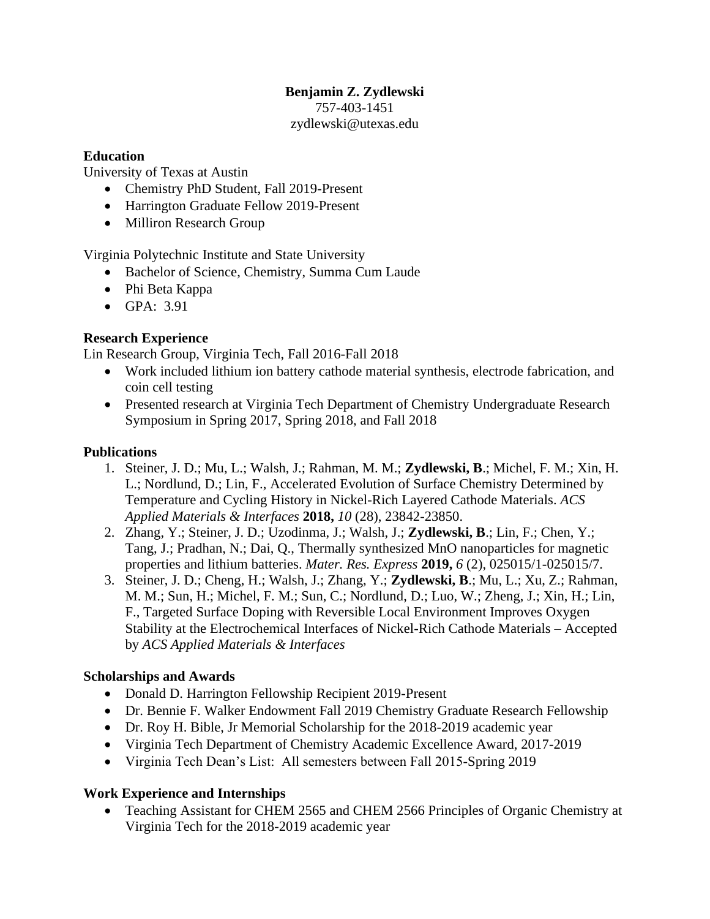**Benjamin Z. Zydlewski**
757-403-1451
zydlewski@utexas.edu

## Education

University of Texas at Austin

- Chemistry PhD Student, Fall 2019-Present
- Harrington Graduate Fellow 2019-Present
- Milliron Research Group

Virginia Polytechnic Institute and State University

- Bachelor of Science, Chemistry, Summa Cum Laude
- Phi Beta Kappa
- GPA: 3.91

## Research Experience

Lin Research Group, Virginia Tech, Fall 2016-Fall 2018

- Work included lithium ion battery cathode material synthesis, electrode fabrication, and coin cell testing
- Presented research at Virginia Tech Department of Chemistry Undergraduate Research Symposium in Spring 2017, Spring 2018, and Fall 2018

## Publications

1. Steiner, J. D.; Mu, L.; Walsh, J.; Rahman, M. M.; **Zydlewski, B**.; Michel, F. M.; Xin, H. L.; Nordlund, D.; Lin, F., Accelerated Evolution of Surface Chemistry Determined by Temperature and Cycling History in Nickel-Rich Layered Cathode Materials. *ACS Applied Materials & Interfaces* **2018,** *10* (28), 23842-23850.
2. Zhang, Y.; Steiner, J. D.; Uzodinma, J.; Walsh, J.; **Zydlewski, B**.; Lin, F.; Chen, Y.; Tang, J.; Pradhan, N.; Dai, Q., Thermally synthesized MnO nanoparticles for magnetic properties and lithium batteries. *Mater. Res. Express* **2019,** *6* (2), 025015/1-025015/7.
3. Steiner, J. D.; Cheng, H.; Walsh, J.; Zhang, Y.; **Zydlewski, B**.; Mu, L.; Xu, Z.; Rahman, M. M.; Sun, H.; Michel, F. M.; Sun, C.; Nordlund, D.; Luo, W.; Zheng, J.; Xin, H.; Lin, F., Targeted Surface Doping with Reversible Local Environment Improves Oxygen Stability at the Electrochemical Interfaces of Nickel-Rich Cathode Materials – Accepted by *ACS Applied Materials & Interfaces*

## Scholarships and Awards

- Donald D. Harrington Fellowship Recipient 2019-Present
- Dr. Bennie F. Walker Endowment Fall 2019 Chemistry Graduate Research Fellowship
- Dr. Roy H. Bible, Jr Memorial Scholarship for the 2018-2019 academic year
- Virginia Tech Department of Chemistry Academic Excellence Award, 2017-2019
- Virginia Tech Dean's List: All semesters between Fall 2015-Spring 2019

## Work Experience and Internships

- Teaching Assistant for CHEM 2565 and CHEM 2566 Principles of Organic Chemistry at Virginia Tech for the 2018-2019 academic year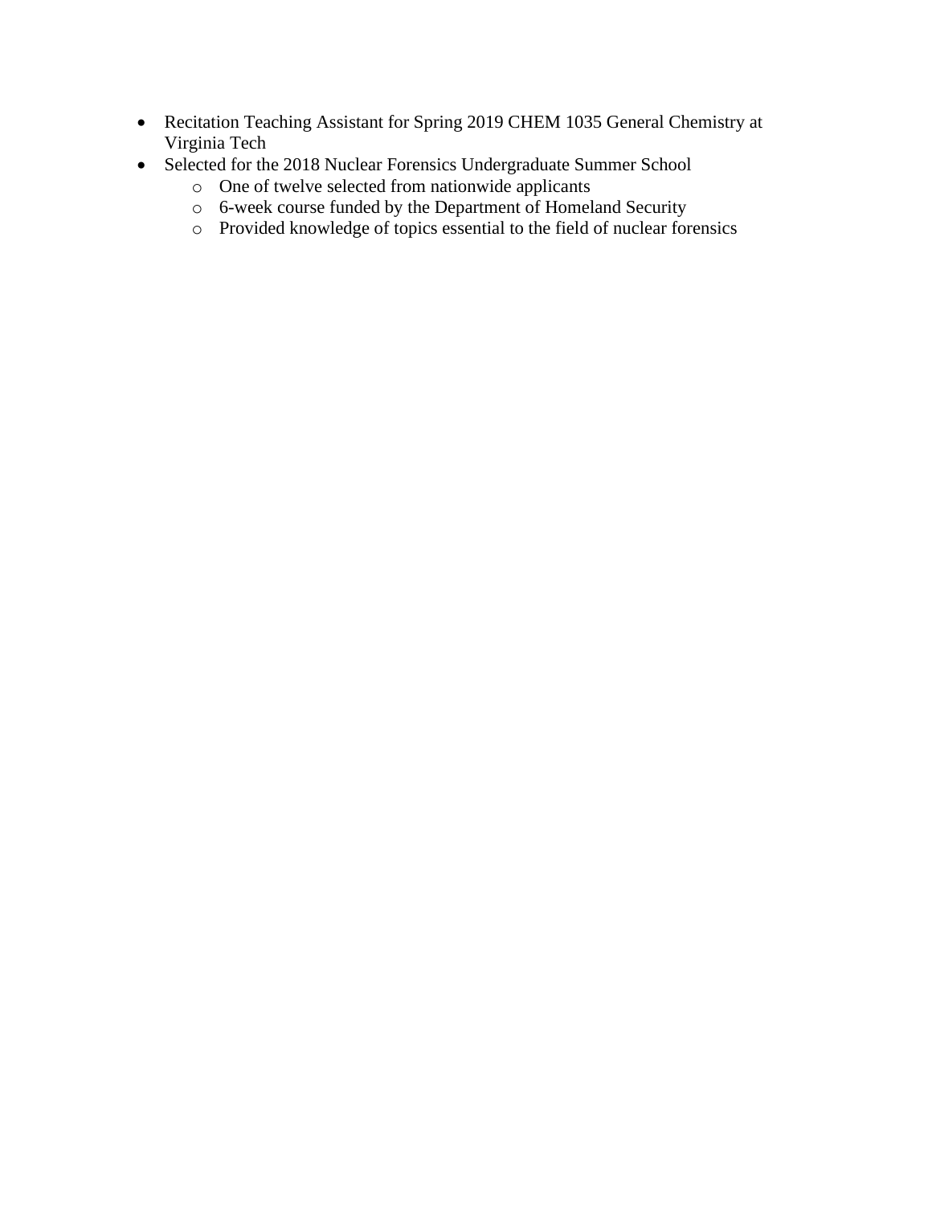- Recitation Teaching Assistant for Spring 2019 CHEM 1035 General Chemistry at Virginia Tech
- Selected for the 2018 Nuclear Forensics Undergraduate Summer School
    - One of twelve selected from nationwide applicants
    - 6-week course funded by the Department of Homeland Security
    - Provided knowledge of topics essential to the field of nuclear forensics